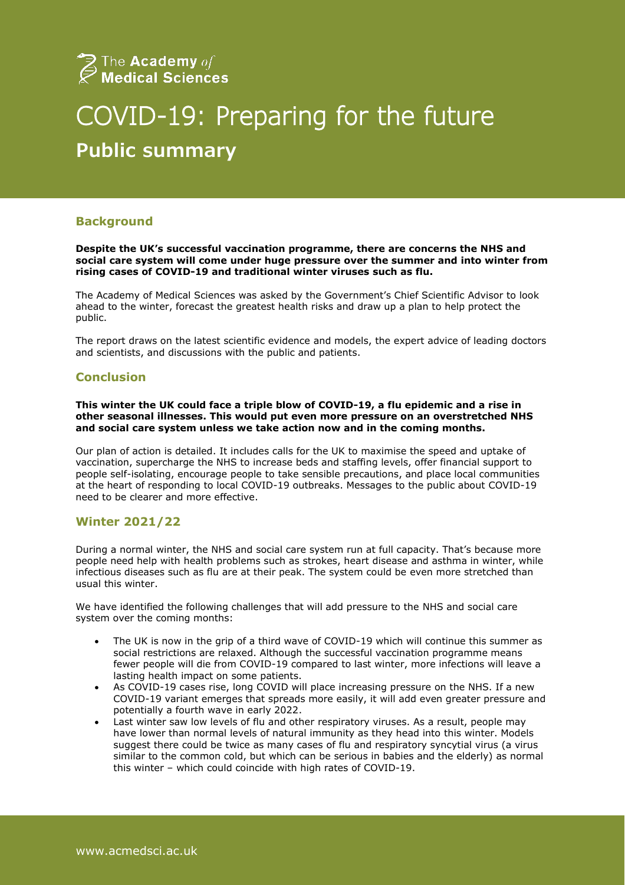The Academy of Medical Sciences

# COVID-19: Preparing for the future

## Public summary

### Background

**Despite the UK's successful vaccination programme, there are concerns the NHS and social care system will come under huge pressure over the summer and into winter from rising cases of COVID-19 and traditional winter viruses such as flu.**

The Academy of Medical Sciences was asked by the Government's Chief Scientific Advisor to look ahead to the winter, forecast the greatest health risks and draw up a plan to help protect the public.

The report draws on the latest scientific evidence and models, the expert advice of leading doctors and scientists, and discussions with the public and patients.

### Conclusion

**This winter the UK could face a triple blow of COVID-19, a flu epidemic and a rise in other seasonal illnesses. This would put even more pressure on an overstretched NHS and social care system unless we take action now and in the coming months.**

Our plan of action is detailed. It includes calls for the UK to maximise the speed and uptake of vaccination, supercharge the NHS to increase beds and staffing levels, offer financial support to people self-isolating, encourage people to take sensible precautions, and place local communities at the heart of responding to local COVID-19 outbreaks. Messages to the public about COVID-19 need to be clearer and more effective.

### Winter 2021/22

During a normal winter, the NHS and social care system run at full capacity. That's because more people need help with health problems such as strokes, heart disease and asthma in winter, while infectious diseases such as flu are at their peak. The system could be even more stretched than usual this winter.

We have identified the following challenges that will add pressure to the NHS and social care system over the coming months:

- The UK is now in the grip of a third wave of COVID-19 which will continue this summer as social restrictions are relaxed. Although the successful vaccination programme means fewer people will die from COVID-19 compared to last winter, more infections will leave a lasting health impact on some patients.
- As COVID-19 cases rise, long COVID will place increasing pressure on the NHS. If a new COVID-19 variant emerges that spreads more easily, it will add even greater pressure and potentially a fourth wave in early 2022.
- Last winter saw low levels of flu and other respiratory viruses. As a result, people may have lower than normal levels of natural immunity as they head into this winter. Models suggest there could be twice as many cases of flu and respiratory syncytial virus (a virus similar to the common cold, but which can be serious in babies and the elderly) as normal this winter – which could coincide with high rates of COVID-19.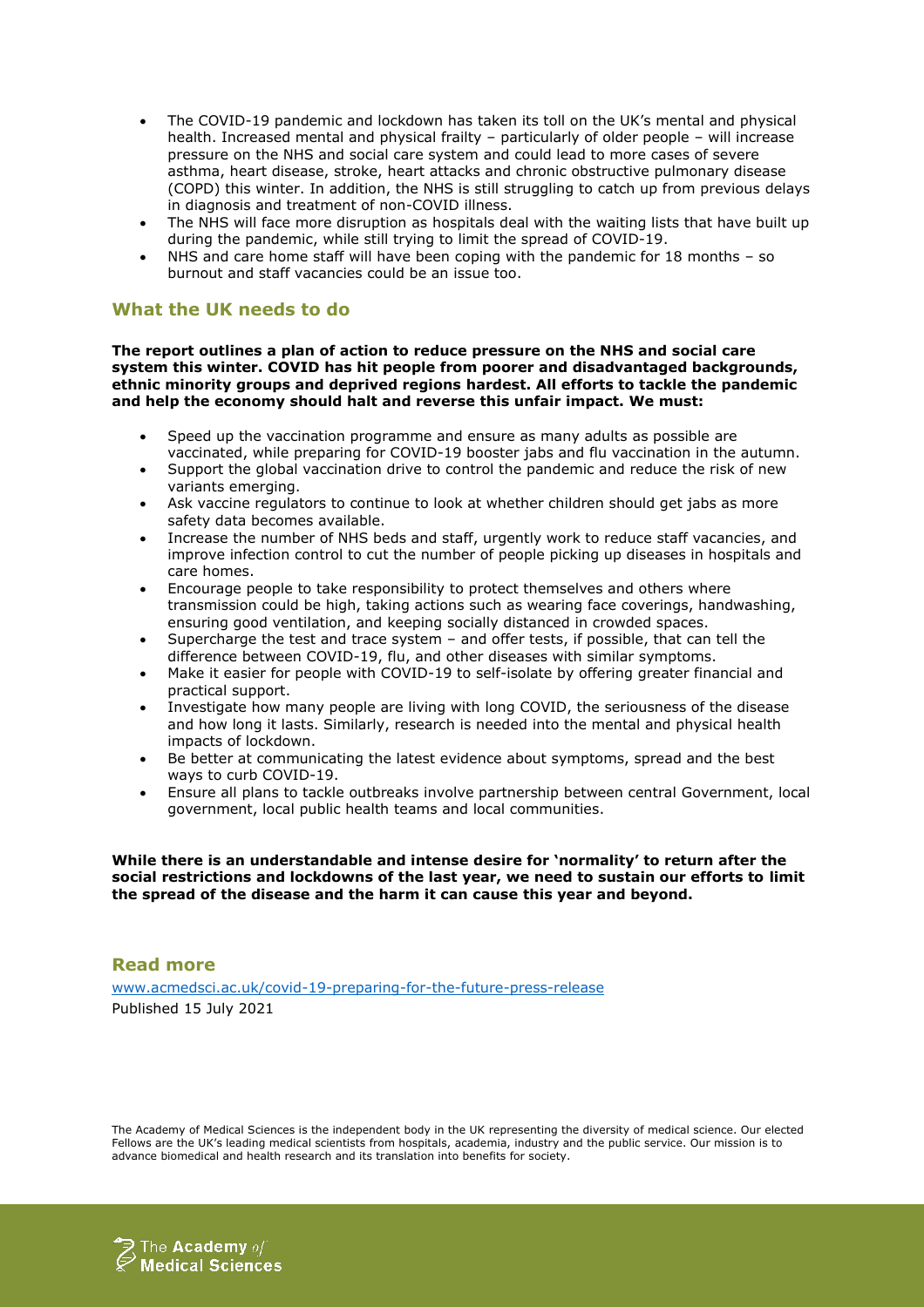- The COVID-19 pandemic and lockdown has taken its toll on the UK's mental and physical health. Increased mental and physical frailty – particularly of older people – will increase pressure on the NHS and social care system and could lead to more cases of severe asthma, heart disease, stroke, heart attacks and chronic obstructive pulmonary disease (COPD) this winter. In addition, the NHS is still struggling to catch up from previous delays in diagnosis and treatment of non-COVID illness.
- The NHS will face more disruption as hospitals deal with the waiting lists that have built up during the pandemic, while still trying to limit the spread of COVID-19.
- NHS and care home staff will have been coping with the pandemic for 18 months – so burnout and staff vacancies could be an issue too.

## What the UK needs to do

**The report outlines a plan of action to reduce pressure on the NHS and social care system this winter. COVID has hit people from poorer and disadvantaged backgrounds, ethnic minority groups and deprived regions hardest. All efforts to tackle the pandemic and help the economy should halt and reverse this unfair impact. We must:**

- Speed up the vaccination programme and ensure as many adults as possible are vaccinated, while preparing for COVID-19 booster jabs and flu vaccination in the autumn.
- Support the global vaccination drive to control the pandemic and reduce the risk of new variants emerging.
- Ask vaccine regulators to continue to look at whether children should get jabs as more safety data becomes available.
- Increase the number of NHS beds and staff, urgently work to reduce staff vacancies, and improve infection control to cut the number of people picking up diseases in hospitals and care homes.
- Encourage people to take responsibility to protect themselves and others where transmission could be high, taking actions such as wearing face coverings, handwashing, ensuring good ventilation, and keeping socially distanced in crowded spaces.
- Supercharge the test and trace system – and offer tests, if possible, that can tell the difference between COVID-19, flu, and other diseases with similar symptoms.
- Make it easier for people with COVID-19 to self-isolate by offering greater financial and practical support.
- Investigate how many people are living with long COVID, the seriousness of the disease and how long it lasts. Similarly, research is needed into the mental and physical health impacts of lockdown.
- Be better at communicating the latest evidence about symptoms, spread and the best ways to curb COVID-19.
- Ensure all plans to tackle outbreaks involve partnership between central Government, local government, local public health teams and local communities.

**While there is an understandable and intense desire for 'normality' to return after the social restrictions and lockdowns of the last year, we need to sustain our efforts to limit the spread of the disease and the harm it can cause this year and beyond.**

## Read more

www.acmedsci.ac.uk/covid-19-preparing-for-the-future-press-release
Published 15 July 2021

The Academy of Medical Sciences is the independent body in the UK representing the diversity of medical science. Our elected Fellows are the UK's leading medical scientists from hospitals, academia, industry and the public service. Our mission is to advance biomedical and health research and its translation into benefits for society.

The Academy of Medical Sciences